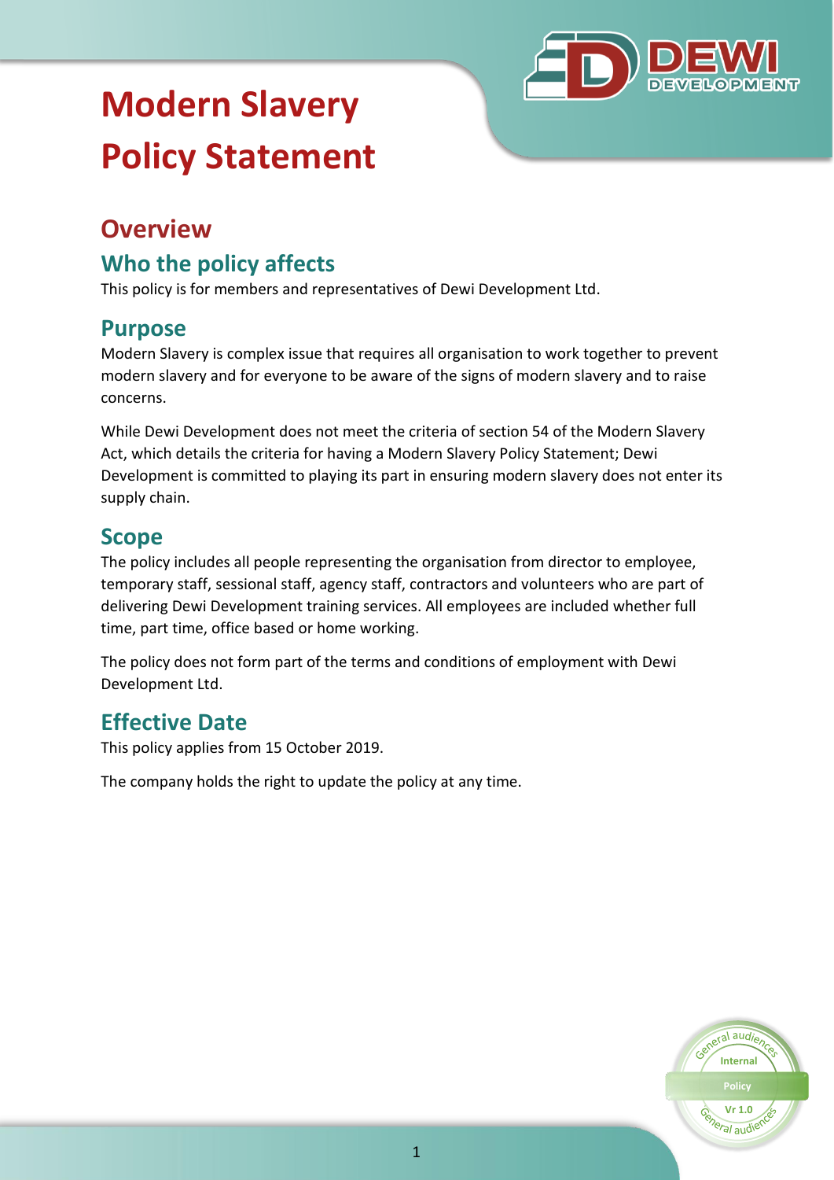# Modern Slavery Policy Statement

## Overview

### Who the policy affects

This policy is for members and representatives of Dewi Development Ltd.

### Purpose

Modern Slavery is complex issue that requires all organisation to work together to prevent modern slavery and for everyone to be aware of the signs of modern slavery and to raise concerns.

While Dewi Development does not meet the criteria of section 54 of the Modern Slavery Act, which details the criteria for having a Modern Slavery Policy Statement; Dewi Development is committed to playing its part in ensuring modern slavery does not enter its supply chain.

### Scope

The policy includes all people representing the organisation from director to employee, temporary staff, sessional staff, agency staff, contractors and volunteers who are part of delivering Dewi Development training services. All employees are included whether full time, part time, office based or home working.

The policy does not form part of the terms and conditions of employment with Dewi Development Ltd.

### Effective Date

This policy applies from 15 October 2019.

The company holds the right to update the policy at any time.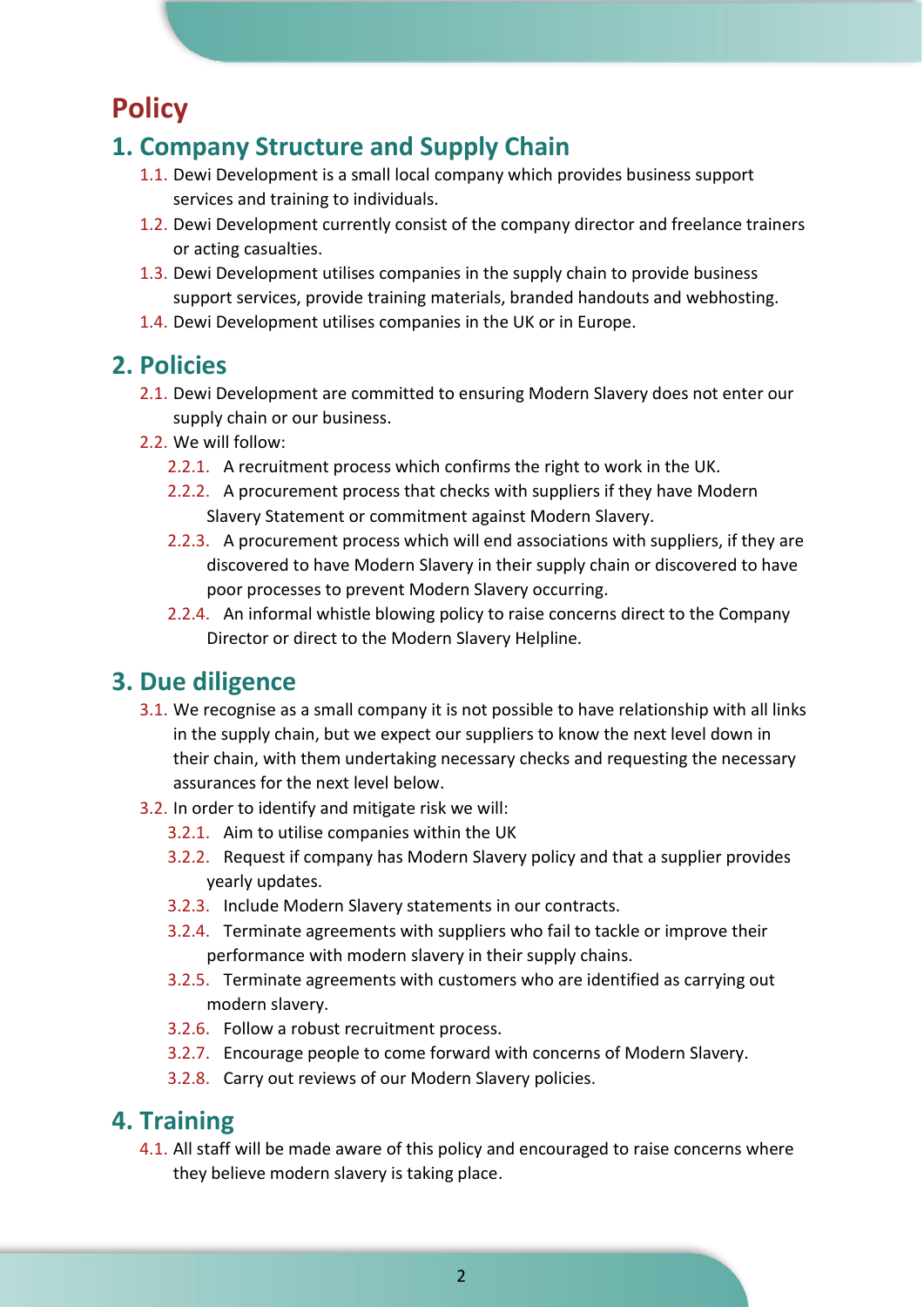# Policy

## 1. Company Structure and Supply Chain

1.1. Dewi Development is a small local company which provides business support services and training to individuals.

1.2. Dewi Development currently consist of the company director and freelance trainers or acting casualties.

1.3. Dewi Development utilises companies in the supply chain to provide business support services, provide training materials, branded handouts and webhosting.

1.4. Dewi Development utilises companies in the UK or in Europe.

## 2. Policies

2.1. Dewi Development are committed to ensuring Modern Slavery does not enter our supply chain or our business.

2.2. We will follow:

- 2.2.1. A recruitment process which confirms the right to work in the UK.
- 2.2.2. A procurement process that checks with suppliers if they have Modern Slavery Statement or commitment against Modern Slavery.
- 2.2.3. A procurement process which will end associations with suppliers, if they are discovered to have Modern Slavery in their supply chain or discovered to have poor processes to prevent Modern Slavery occurring.
- 2.2.4. An informal whistle blowing policy to raise concerns direct to the Company Director or direct to the Modern Slavery Helpline.

## 3. Due diligence

3.1. We recognise as a small company it is not possible to have relationship with all links in the supply chain, but we expect our suppliers to know the next level down in their chain, with them undertaking necessary checks and requesting the necessary assurances for the next level below.

3.2. In order to identify and mitigate risk we will:

- 3.2.1. Aim to utilise companies within the UK
- 3.2.2. Request if company has Modern Slavery policy and that a supplier provides yearly updates.
- 3.2.3. Include Modern Slavery statements in our contracts.
- 3.2.4. Terminate agreements with suppliers who fail to tackle or improve their performance with modern slavery in their supply chains.
- 3.2.5. Terminate agreements with customers who are identified as carrying out modern slavery.
- 3.2.6. Follow a robust recruitment process.
- 3.2.7. Encourage people to come forward with concerns of Modern Slavery.
- 3.2.8. Carry out reviews of our Modern Slavery policies.

## 4. Training

4.1. All staff will be made aware of this policy and encouraged to raise concerns where they believe modern slavery is taking place.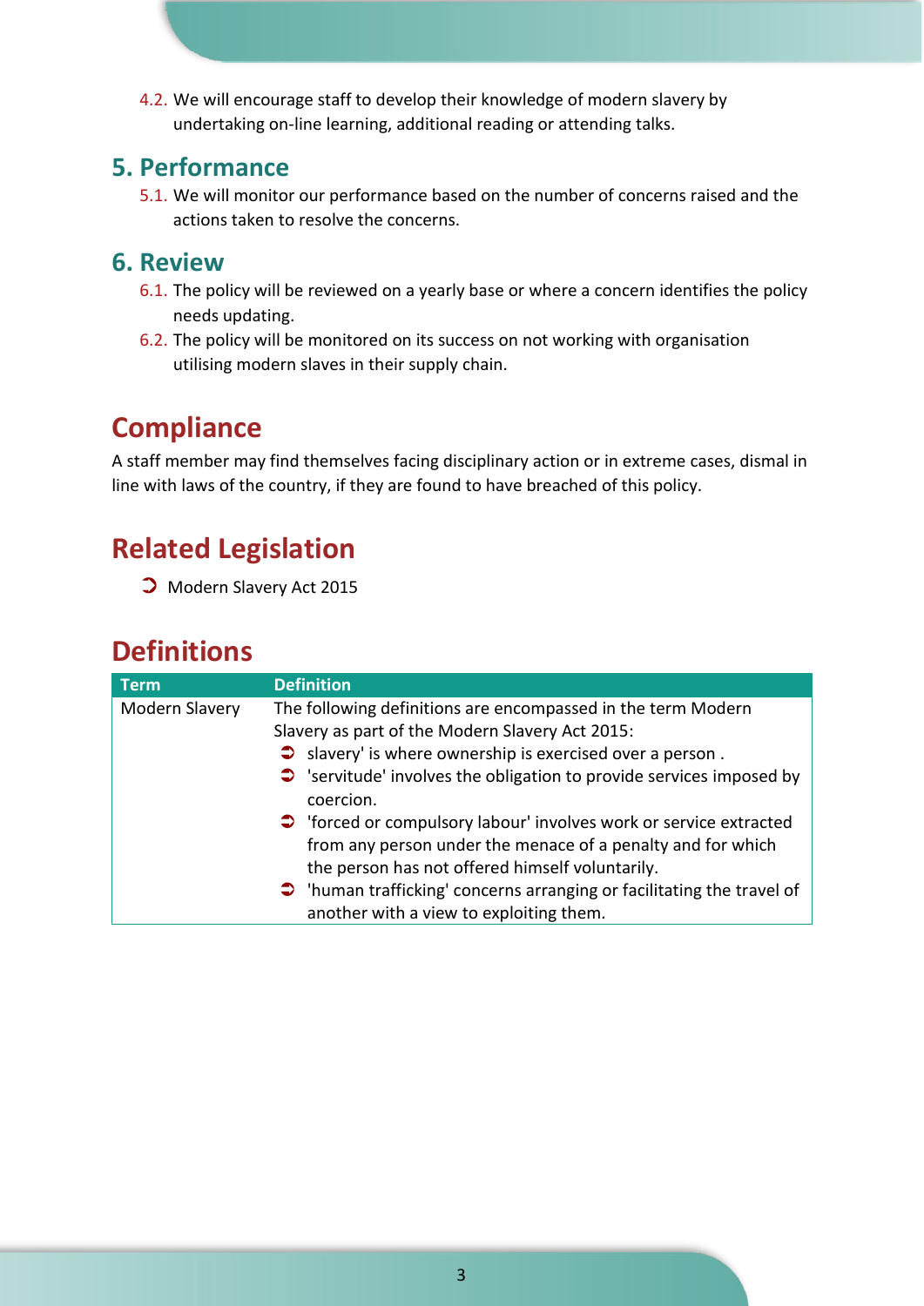4.2. We will encourage staff to develop their knowledge of modern slavery by undertaking on-line learning, additional reading or attending talks.

## 5. Performance

5.1. We will monitor our performance based on the number of concerns raised and the actions taken to resolve the concerns.

## 6. Review

6.1. The policy will be reviewed on a yearly base or where a concern identifies the policy needs updating.

6.2. The policy will be monitored on its success on not working with organisation utilising modern slaves in their supply chain.

# Compliance

A staff member may find themselves facing disciplinary action or in extreme cases, dismal in line with laws of the country, if they are found to have breached of this policy.

# Related Legislation

- Modern Slavery Act 2015

# Definitions

| Term | Definition |
|---|---|
| Modern Slavery | The following definitions are encompassed in the term Modern Slavery as part of the Modern Slavery Act 2015:<br>• slavery' is where ownership is exercised over a person .<br>• 'servitude' involves the obligation to provide services imposed by coercion.<br>• 'forced or compulsory labour' involves work or service extracted from any person under the menace of a penalty and for which the person has not offered himself voluntarily.<br>• 'human trafficking' concerns arranging or facilitating the travel of another with a view to exploiting them. |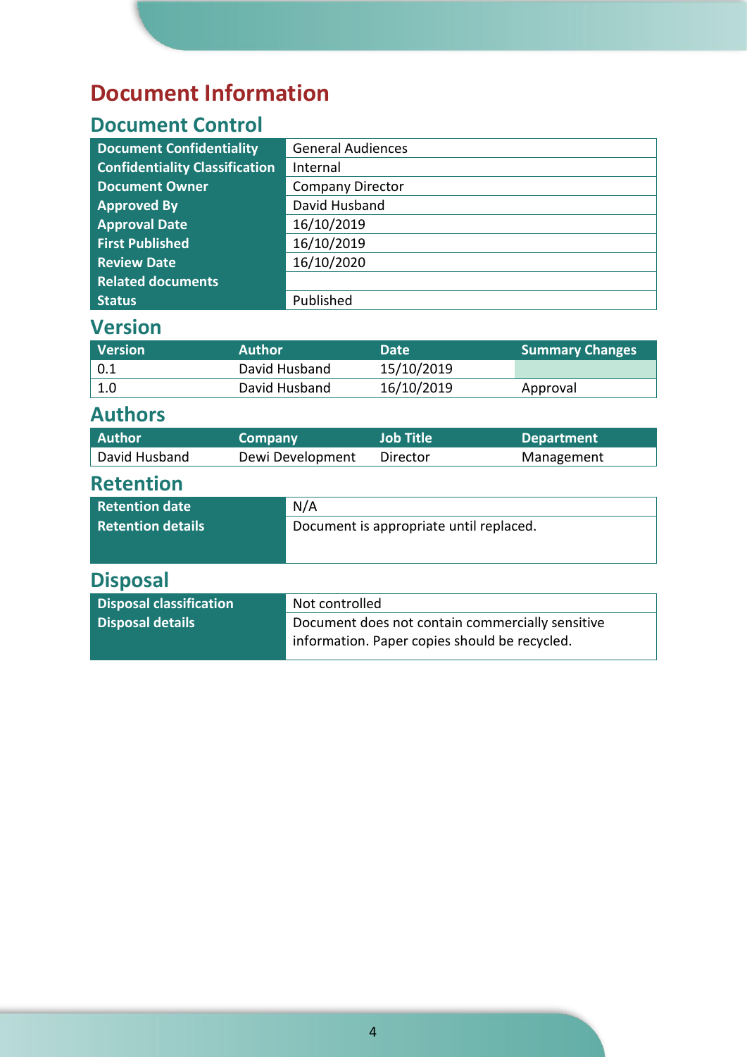# Document Information

## Document Control

| | |
|---|---|
| **Document Confidentiality** | General Audiences |
| **Confidentiality Classification** | Internal |
| **Document Owner** | Company Director |
| **Approved By** | David Husband |
| **Approval Date** | 16/10/2019 |
| **First Published** | 16/10/2019 |
| **Review Date** | 16/10/2020 |
| **Related documents** | |
| **Status** | Published |

## Version

| Version | Author | Date | Summary Changes |
|---|---|---|---|
| 0.1 | David Husband | 15/10/2019 | |
| 1.0 | David Husband | 16/10/2019 | Approval |

## Authors

| Author | Company | Job Title | Department |
|---|---|---|---|
| David Husband | Dewi Development | Director | Management |

## Retention

| | |
|---|---|
| **Retention date** | N/A |
| **Retention details** | Document is appropriate until replaced. |

## Disposal

| | |
|---|---|
| **Disposal classification** | Not controlled |
| **Disposal details** | Document does not contain commercially sensitive information. Paper copies should be recycled. |